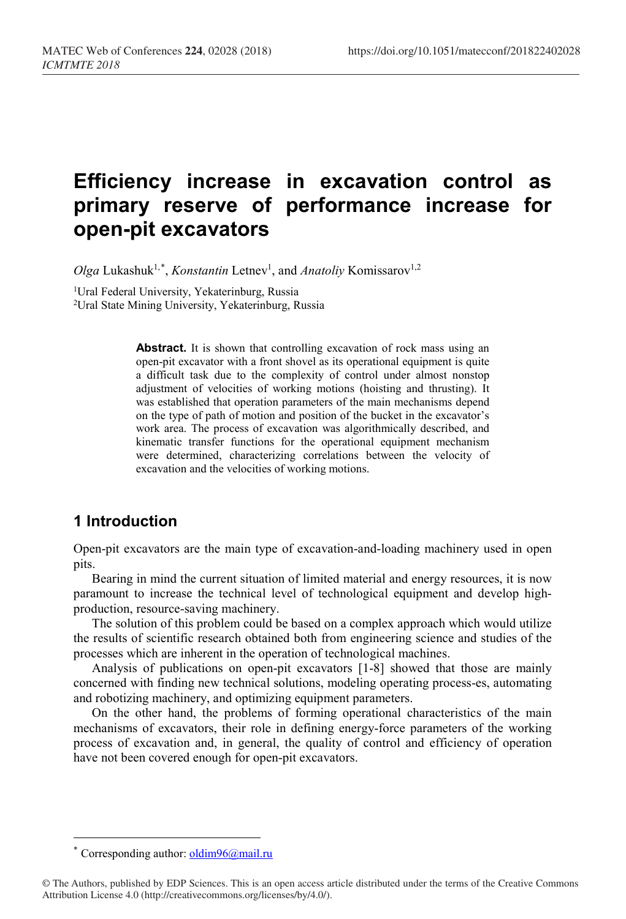# Efficiency increase in excavation control as primary reserve of performance increase for open-pit excavators

*Olga* Lukashuk[1,*], *Konstantin* Letnev[1], and *Anatoliy* Komissarov[1,2]

[1]Ural Federal University, Yekaterinburg, Russia
[2]Ural State Mining University, Yekaterinburg, Russia

**Abstract.** It is shown that controlling excavation of rock mass using an open-pit excavator with a front shovel as its operational equipment is quite a difficult task due to the complexity of control under almost nonstop adjustment of velocities of working motions (hoisting and thrusting). It was established that operation parameters of the main mechanisms depend on the type of path of motion and position of the bucket in the excavator's work area. The process of excavation was algorithmically described, and kinematic transfer functions for the operational equipment mechanism were determined, characterizing correlations between the velocity of excavation and the velocities of working motions.

## 1 Introduction

Open-pit excavators are the main type of excavation-and-loading machinery used in open pits.

Bearing in mind the current situation of limited material and energy resources, it is now paramount to increase the technical level of technological equipment and develop high-production, resource-saving machinery.

The solution of this problem could be based on a complex approach which would utilize the results of scientific research obtained both from engineering science and studies of the processes which are inherent in the operation of technological machines.

Analysis of publications on open-pit excavators [1-8] showed that those are mainly concerned with finding new technical solutions, modeling operating process-es, automating and robotizing machinery, and optimizing equipment parameters.

On the other hand, the problems of forming operational characteristics of the main mechanisms of excavators, their role in defining energy-force parameters of the working process of excavation and, in general, the quality of control and efficiency of operation have not been covered enough for open-pit excavators.

[*] Corresponding author: oldim96@mail.ru

© The Authors, published by EDP Sciences. This is an open access article distributed under the terms of the Creative Commons Attribution License 4.0 (http://creativecommons.org/licenses/by/4.0/).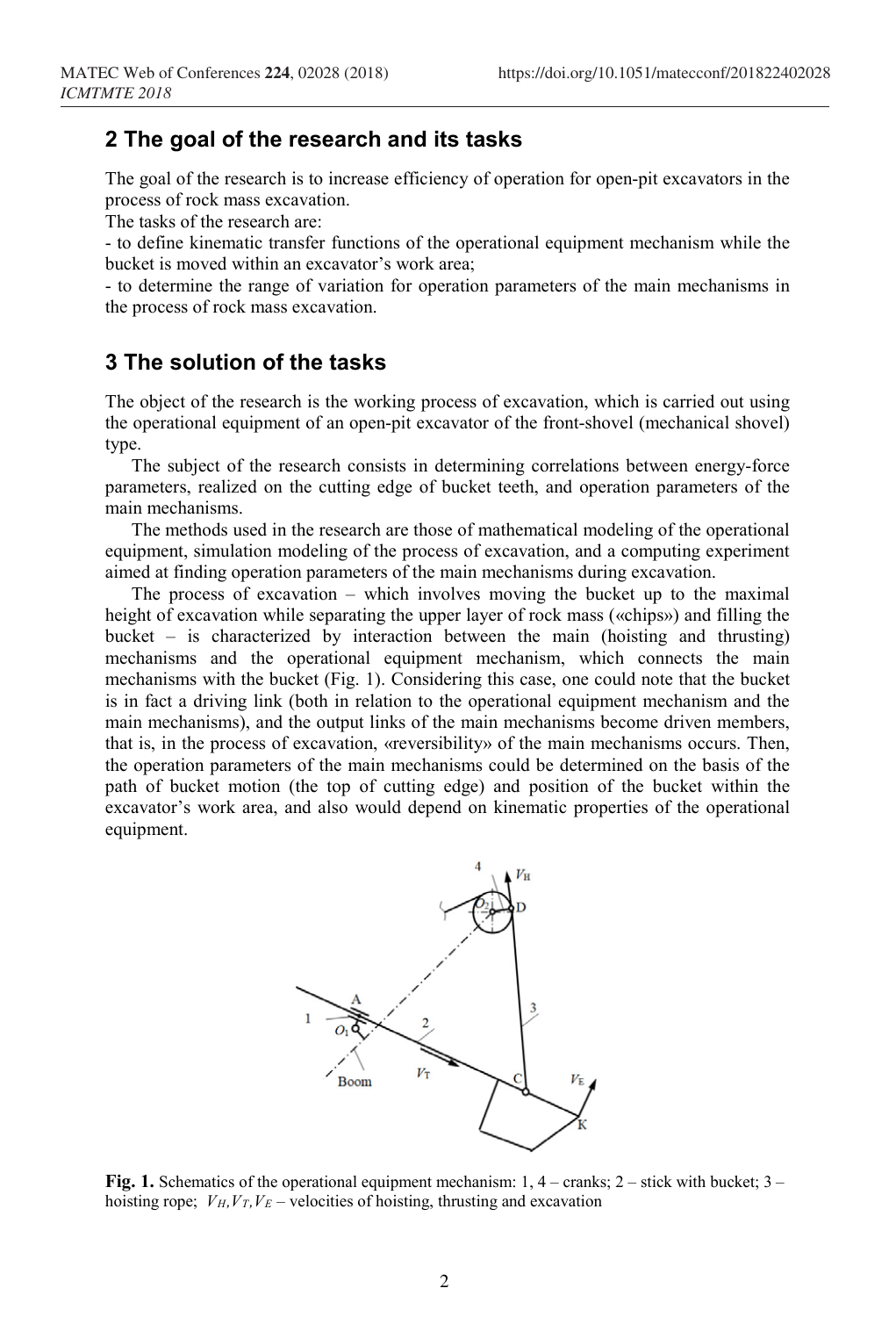## 2 The goal of the research and its tasks

The goal of the research is to increase efficiency of operation for open-pit excavators in the process of rock mass excavation.

The tasks of the research are:

- to define kinematic transfer functions of the operational equipment mechanism while the bucket is moved within an excavator's work area;
- to determine the range of variation for operation parameters of the main mechanisms in the process of rock mass excavation.

## 3 The solution of the tasks

The object of the research is the working process of excavation, which is carried out using the operational equipment of an open-pit excavator of the front-shovel (mechanical shovel) type.

The subject of the research consists in determining correlations between energy-force parameters, realized on the cutting edge of bucket teeth, and operation parameters of the main mechanisms.

The methods used in the research are those of mathematical modeling of the operational equipment, simulation modeling of the process of excavation, and a computing experiment aimed at finding operation parameters of the main mechanisms during excavation.

The process of excavation – which involves moving the bucket up to the maximal height of excavation while separating the upper layer of rock mass («chips») and filling the bucket – is characterized by interaction between the main (hoisting and thrusting) mechanisms and the operational equipment mechanism, which connects the main mechanisms with the bucket (Fig. 1). Considering this case, one could note that the bucket is in fact a driving link (both in relation to the operational equipment mechanism and the main mechanisms), and the output links of the main mechanisms become driven members, that is, in the process of excavation, «reversibility» of the main mechanisms occurs. Then, the operation parameters of the main mechanisms could be determined on the basis of the path of bucket motion (the top of cutting edge) and position of the bucket within the excavator's work area, and also would depend on kinematic properties of the operational equipment.

**Fig. 1.** Schematics of the operational equipment mechanism: 1, 4 – cranks; 2 – stick with bucket; 3 – hoisting rope; $V_H, V_T, V_E$ – velocities of hoisting, thrusting and excavation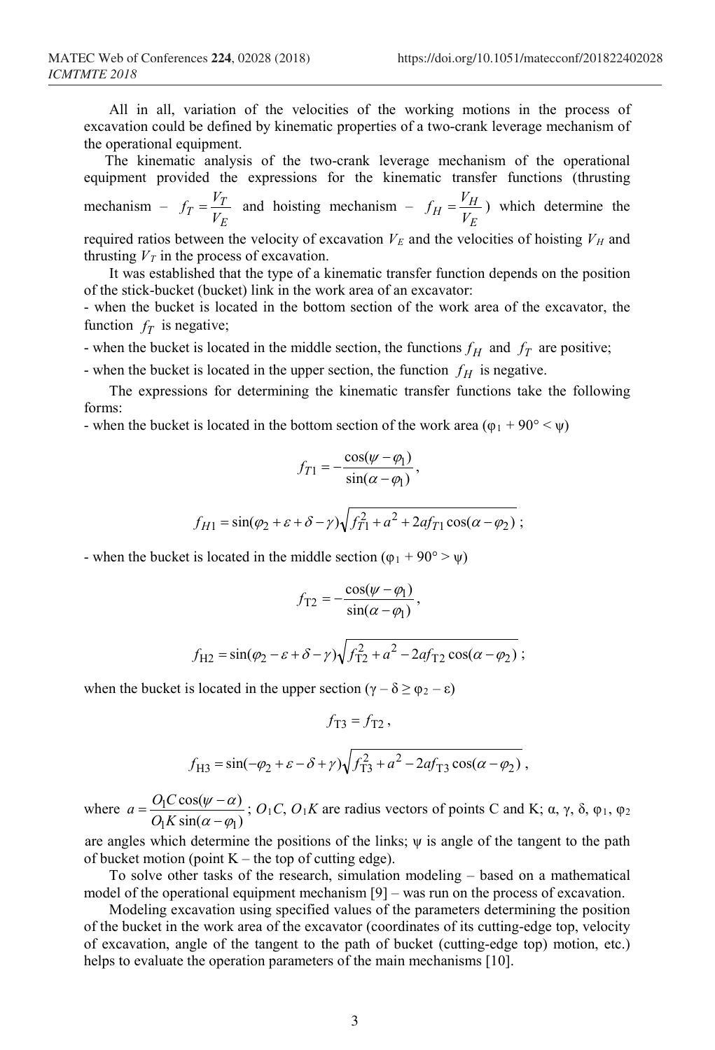All in all, variation of the velocities of the working motions in the process of excavation could be defined by kinematic properties of a two-crank leverage mechanism of the operational equipment.

The kinematic analysis of the two-crank leverage mechanism of the operational equipment provided the expressions for the kinematic transfer functions (thrusting mechanism – $f_T = \frac{V_T}{V_E}$ and hoisting mechanism – $f_H = \frac{V_H}{V_E}$) which determine the required ratios between the velocity of excavation $V_E$ and the velocities of hoisting $V_H$ and thrusting $V_T$ in the process of excavation.

It was established that the type of a kinematic transfer function depends on the position of the stick-bucket (bucket) link in the work area of an excavator:

- when the bucket is located in the bottom section of the work area of the excavator, the function $f_T$ is negative;
- when the bucket is located in the middle section, the functions $f_H$ and $f_T$ are positive;
- when the bucket is located in the upper section, the function $f_H$ is negative.

The expressions for determining the kinematic transfer functions take the following forms:

- when the bucket is located in the bottom section of the work area ($\varphi_1 + 90° < \psi$)

$$f_{T1} = -\frac{\cos(\psi - \varphi_1)}{\sin(\alpha - \varphi_1)},$$

$$f_{H1} = \sin(\varphi_2 + \varepsilon + \delta - \gamma)\sqrt{f_{T1}^2 + a^2 + 2af_{T1}\cos(\alpha - \varphi_2)};$$

- when the bucket is located in the middle section ($\varphi_1 + 90° > \psi$)

$$f_{T2} = -\frac{\cos(\psi - \varphi_1)}{\sin(\alpha - \varphi_1)},$$

$$f_{H2} = \sin(\varphi_2 - \varepsilon + \delta - \gamma)\sqrt{f_{T2}^2 + a^2 - 2af_{T2}\cos(\alpha - \varphi_2)};$$

when the bucket is located in the upper section ($\gamma - \delta \geq \varphi_2 - \varepsilon$)

$$f_{T3} = f_{T2},$$

$$f_{H3} = \sin(-\varphi_2 + \varepsilon - \delta + \gamma)\sqrt{f_{T3}^2 + a^2 - 2af_{T3}\cos(\alpha - \varphi_2)},$$

where $a = \frac{O_1C\cos(\psi - \alpha)}{O_1K\sin(\alpha - \varphi_1)}$; $O_1C$, $O_1K$ are radius vectors of points C and K; $\alpha$, $\gamma$, $\delta$, $\varphi_1$, $\varphi_2$ are angles which determine the positions of the links; $\psi$ is angle of the tangent to the path of bucket motion (point K – the top of cutting edge).

To solve other tasks of the research, simulation modeling – based on a mathematical model of the operational equipment mechanism [9] – was run on the process of excavation.

Modeling excavation using specified values of the parameters determining the position of the bucket in the work area of the excavator (coordinates of its cutting-edge top, velocity of excavation, angle of the tangent to the path of bucket (cutting-edge top) motion, etc.) helps to evaluate the operation parameters of the main mechanisms [10].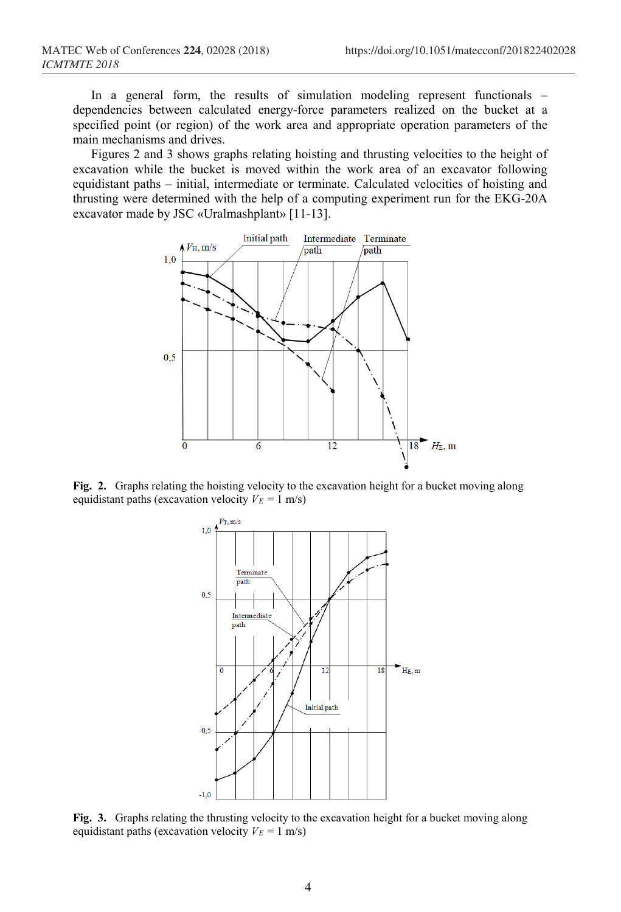In a general form, the results of simulation modeling represent functionals – dependencies between calculated energy-force parameters realized on the bucket at a specified point (or region) of the work area and appropriate operation parameters of the main mechanisms and drives.

Figures 2 and 3 shows graphs relating hoisting and thrusting velocities to the height of excavation while the bucket is moved within the work area of an excavator following equidistant paths – initial, intermediate or terminate. Calculated velocities of hoisting and thrusting were determined with the help of a computing experiment run for the EKG-20A excavator made by JSC «Uralmashplant» [11-13].

**Fig. 2.** Graphs relating the hoisting velocity to the excavation height for a bucket moving along equidistant paths (excavation velocity $V_E$ = 1 m/s)

**Fig. 3.** Graphs relating the thrusting velocity to the excavation height for a bucket moving along equidistant paths (excavation velocity $V_E$ = 1 m/s)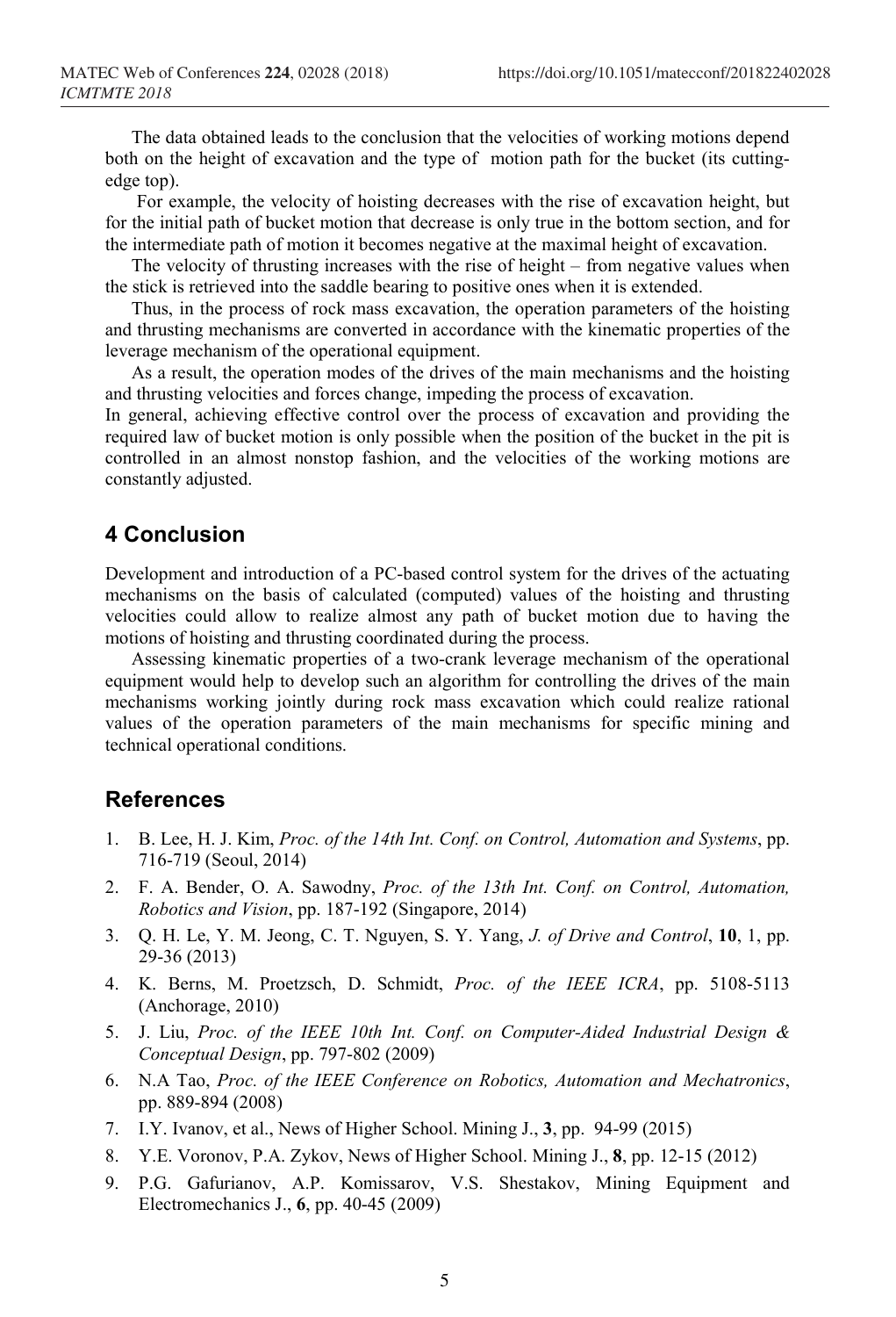The data obtained leads to the conclusion that the velocities of working motions depend both on the height of excavation and the type of motion path for the bucket (its cutting-edge top).

For example, the velocity of hoisting decreases with the rise of excavation height, but for the initial path of bucket motion that decrease is only true in the bottom section, and for the intermediate path of motion it becomes negative at the maximal height of excavation.

The velocity of thrusting increases with the rise of height – from negative values when the stick is retrieved into the saddle bearing to positive ones when it is extended.

Thus, in the process of rock mass excavation, the operation parameters of the hoisting and thrusting mechanisms are converted in accordance with the kinematic properties of the leverage mechanism of the operational equipment.

As a result, the operation modes of the drives of the main mechanisms and the hoisting and thrusting velocities and forces change, impeding the process of excavation.

In general, achieving effective control over the process of excavation and providing the required law of bucket motion is only possible when the position of the bucket in the pit is controlled in an almost nonstop fashion, and the velocities of the working motions are constantly adjusted.

## 4 Conclusion

Development and introduction of a PC-based control system for the drives of the actuating mechanisms on the basis of calculated (computed) values of the hoisting and thrusting velocities could allow to realize almost any path of bucket motion due to having the motions of hoisting and thrusting coordinated during the process.

Assessing kinematic properties of a two-crank leverage mechanism of the operational equipment would help to develop such an algorithm for controlling the drives of the main mechanisms working jointly during rock mass excavation which could realize rational values of the operation parameters of the main mechanisms for specific mining and technical operational conditions.

## References

1. B. Lee, H. J. Kim, *Proc. of the 14th Int. Conf. on Control, Automation and Systems*, pp. 716-719 (Seoul, 2014)
2. F. A. Bender, O. A. Sawodny, *Proc. of the 13th Int. Conf. on Control, Automation, Robotics and Vision*, pp. 187-192 (Singapore, 2014)
3. Q. H. Le, Y. M. Jeong, C. T. Nguyen, S. Y. Yang, *J. of Drive and Control*, **10**, 1, pp. 29-36 (2013)
4. K. Berns, M. Proetzsch, D. Schmidt, *Proc. of the IEEE ICRA*, pp. 5108-5113 (Anchorage, 2010)
5. J. Liu, *Proc. of the IEEE 10th Int. Conf. on Computer-Aided Industrial Design & Conceptual Design*, pp. 797-802 (2009)
6. N.A Tao, *Proc. of the IEEE Conference on Robotics, Automation and Mechatronics*, pp. 889-894 (2008)
7. I.Y. Ivanov, et al., News of Higher School. Mining J., **3**, pp. 94-99 (2015)
8. Y.E. Voronov, P.A. Zykov, News of Higher School. Mining J., **8**, pp. 12-15 (2012)
9. P.G. Gafurianov, A.P. Komissarov, V.S. Shestakov, Mining Equipment and Electromechanics J., **6**, pp. 40-45 (2009)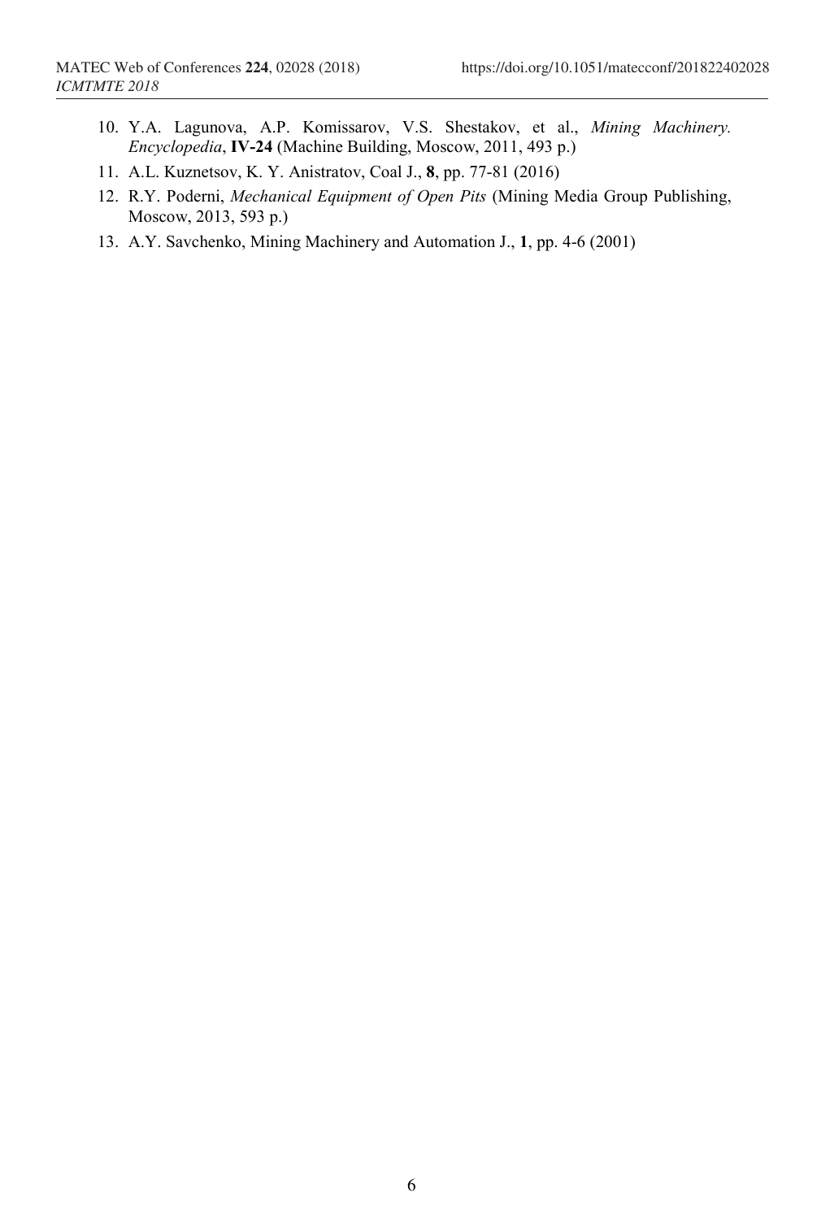10. Y.A. Lagunova, A.P. Komissarov, V.S. Shestakov, et al., *Mining Machinery. Encyclopedia*, **IV-24** (Machine Building, Moscow, 2011, 493 p.)
11. A.L. Kuznetsov, K. Y. Anistratov, Coal J., **8**, pp. 77-81 (2016)
12. R.Y. Poderni, *Mechanical Equipment of Open Pits* (Mining Media Group Publishing, Moscow, 2013, 593 p.)
13. A.Y. Savchenko, Mining Machinery and Automation J., **1**, pp. 4-6 (2001)